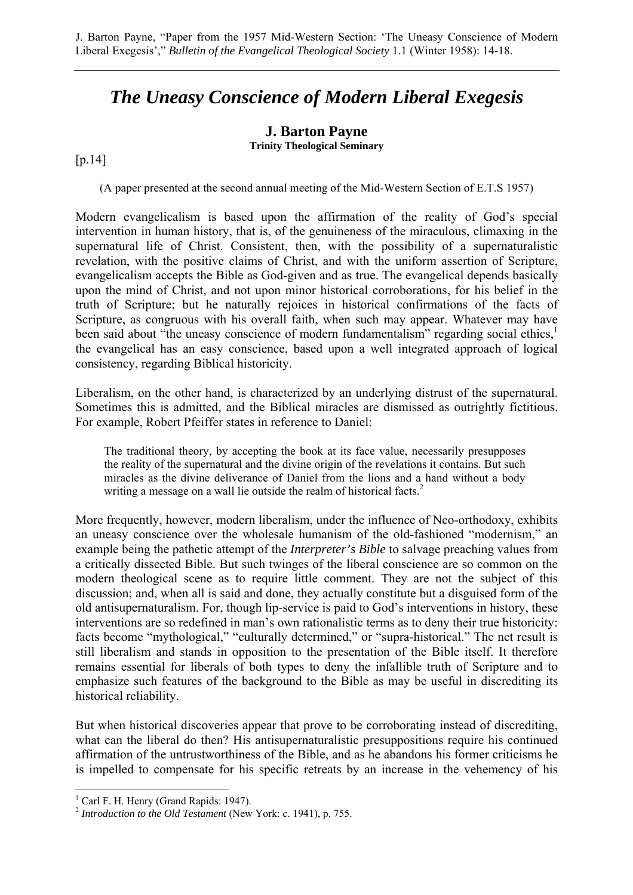J. Barton Payne, "Paper from the 1957 Mid-Western Section: 'The Uneasy Conscience of Modern Liberal Exegesis'," *Bulletin of the Evangelical Theological Society* 1.1 (Winter 1958): 14-18.

# *The Uneasy Conscience of Modern Liberal Exegesis*

**J. Barton Payne**
**Trinity Theological Seminary**

[p.14]

(A paper presented at the second annual meeting of the Mid-Western Section of E.T.S 1957)

Modern evangelicalism is based upon the affirmation of the reality of God's special intervention in human history, that is, of the genuineness of the miraculous, climaxing in the supernatural life of Christ. Consistent, then, with the possibility of a supernaturalistic revelation, with the positive claims of Christ, and with the uniform assertion of Scripture, evangelicalism accepts the Bible as God-given and as true. The evangelical depends basically upon the mind of Christ, and not upon minor historical corroborations, for his belief in the truth of Scripture; but he naturally rejoices in historical confirmations of the facts of Scripture, as congruous with his overall faith, when such may appear. Whatever may have been said about "the uneasy conscience of modern fundamentalism" regarding social ethics,[1] the evangelical has an easy conscience, based upon a well integrated approach of logical consistency, regarding Biblical historicity.

Liberalism, on the other hand, is characterized by an underlying distrust of the supernatural. Sometimes this is admitted, and the Biblical miracles are dismissed as outrightly fictitious. For example, Robert Pfeiffer states in reference to Daniel:

> The traditional theory, by accepting the book at its face value, necessarily presupposes the reality of the supernatural and the divine origin of the revelations it contains. But such miracles as the divine deliverance of Daniel from the lions and a hand without a body writing a message on a wall lie outside the realm of historical facts.[2]

More frequently, however, modern liberalism, under the influence of Neo-orthodoxy, exhibits an uneasy conscience over the wholesale humanism of the old-fashioned "modernism," an example being the pathetic attempt of the *Interpreter's Bible* to salvage preaching values from a critically dissected Bible. But such twinges of the liberal conscience are so common on the modern theological scene as to require little comment. They are not the subject of this discussion; and, when all is said and done, they actually constitute but a disguised form of the old antisupernaturalism. For, though lip-service is paid to God's interventions in history, these interventions are so redefined in man's own rationalistic terms as to deny their true historicity: facts become "mythological," "culturally determined," or "supra-historical." The net result is still liberalism and stands in opposition to the presentation of the Bible itself. It therefore remains essential for liberals of both types to deny the infallible truth of Scripture and to emphasize such features of the background to the Bible as may be useful in discrediting its historical reliability.

But when historical discoveries appear that prove to be corroborating instead of discrediting, what can the liberal do then? His antisupernaturalistic presuppositions require his continued affirmation of the untrustworthiness of the Bible, and as he abandons his former criticisms he is impelled to compensate for his specific retreats by an increase in the vehemency of his

---

[1] Carl F. H. Henry (Grand Rapids: 1947).

[2] *Introduction to the Old Testament* (New York: c. 1941), p. 755.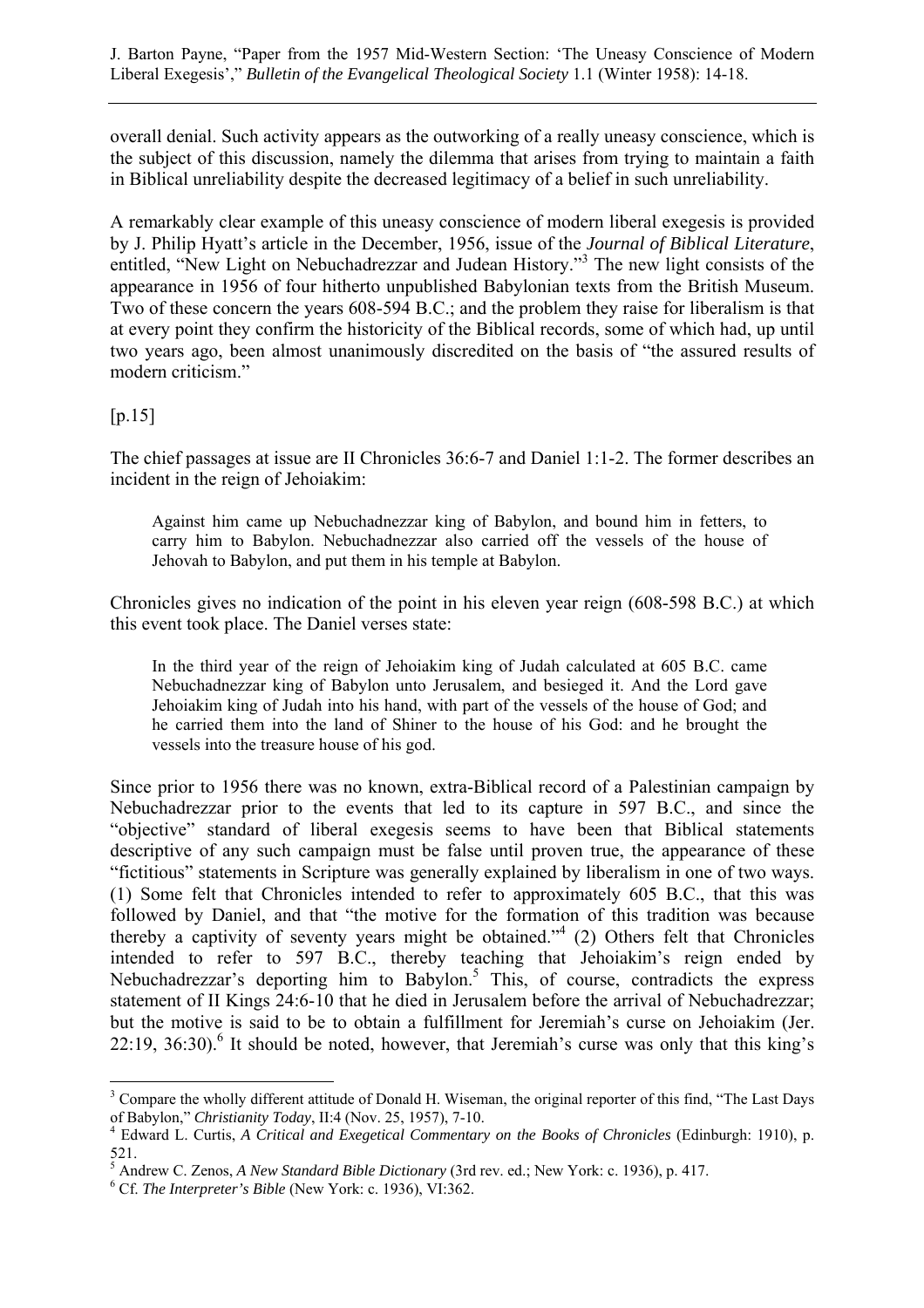overall denial. Such activity appears as the outworking of a really uneasy conscience, which is the subject of this discussion, namely the dilemma that arises from trying to maintain a faith in Biblical unreliability despite the decreased legitimacy of a belief in such unreliability.

A remarkably clear example of this uneasy conscience of modern liberal exegesis is provided by J. Philip Hyatt's article in the December, 1956, issue of the *Journal of Biblical Literature*, entitled, "New Light on Nebuchadrezzar and Judean History."[3] The new light consists of the appearance in 1956 of four hitherto unpublished Babylonian texts from the British Museum. Two of these concern the years 608-594 B.C.; and the problem they raise for liberalism is that at every point they confirm the historicity of the Biblical records, some of which had, up until two years ago, been almost unanimously discredited on the basis of "the assured results of modern criticism."

[p.15]

The chief passages at issue are II Chronicles 36:6-7 and Daniel 1:1-2. The former describes an incident in the reign of Jehoiakim:

> Against him came up Nebuchadnezzar king of Babylon, and bound him in fetters, to carry him to Babylon. Nebuchadnezzar also carried off the vessels of the house of Jehovah to Babylon, and put them in his temple at Babylon.

Chronicles gives no indication of the point in his eleven year reign (608-598 B.C.) at which this event took place. The Daniel verses state:

> In the third year of the reign of Jehoiakim king of Judah calculated at 605 B.C. came Nebuchadnezzar king of Babylon unto Jerusalem, and besieged it. And the Lord gave Jehoiakim king of Judah into his hand, with part of the vessels of the house of God; and he carried them into the land of Shiner to the house of his God: and he brought the vessels into the treasure house of his god.

Since prior to 1956 there was no known, extra-Biblical record of a Palestinian campaign by Nebuchadrezzar prior to the events that led to its capture in 597 B.C., and since the "objective" standard of liberal exegesis seems to have been that Biblical statements descriptive of any such campaign must be false until proven true, the appearance of these "fictitious" statements in Scripture was generally explained by liberalism in one of two ways. (1) Some felt that Chronicles intended to refer to approximately 605 B.C., that this was followed by Daniel, and that "the motive for the formation of this tradition was because thereby a captivity of seventy years might be obtained."[4] (2) Others felt that Chronicles intended to refer to 597 B.C., thereby teaching that Jehoiakim's reign ended by Nebuchadrezzar's deporting him to Babylon.[5] This, of course, contradicts the express statement of II Kings 24:6-10 that he died in Jerusalem before the arrival of Nebuchadrezzar; but the motive is said to be to obtain a fulfillment for Jeremiah's curse on Jehoiakim (Jer. 22:19, 36:30).[6] It should be noted, however, that Jeremiah's curse was only that this king's

---

[3] Compare the wholly different attitude of Donald H. Wiseman, the original reporter of this find, "The Last Days of Babylon," *Christianity Today*, II:4 (Nov. 25, 1957), 7-10.

[4] Edward L. Curtis, *A Critical and Exegetical Commentary on the Books of Chronicles* (Edinburgh: 1910), p. 521.

[5] Andrew C. Zenos, *A New Standard Bible Dictionary* (3rd rev. ed.; New York: c. 1936), p. 417.

[6] Cf. *The Interpreter's Bible* (New York: c. 1936), VI:362.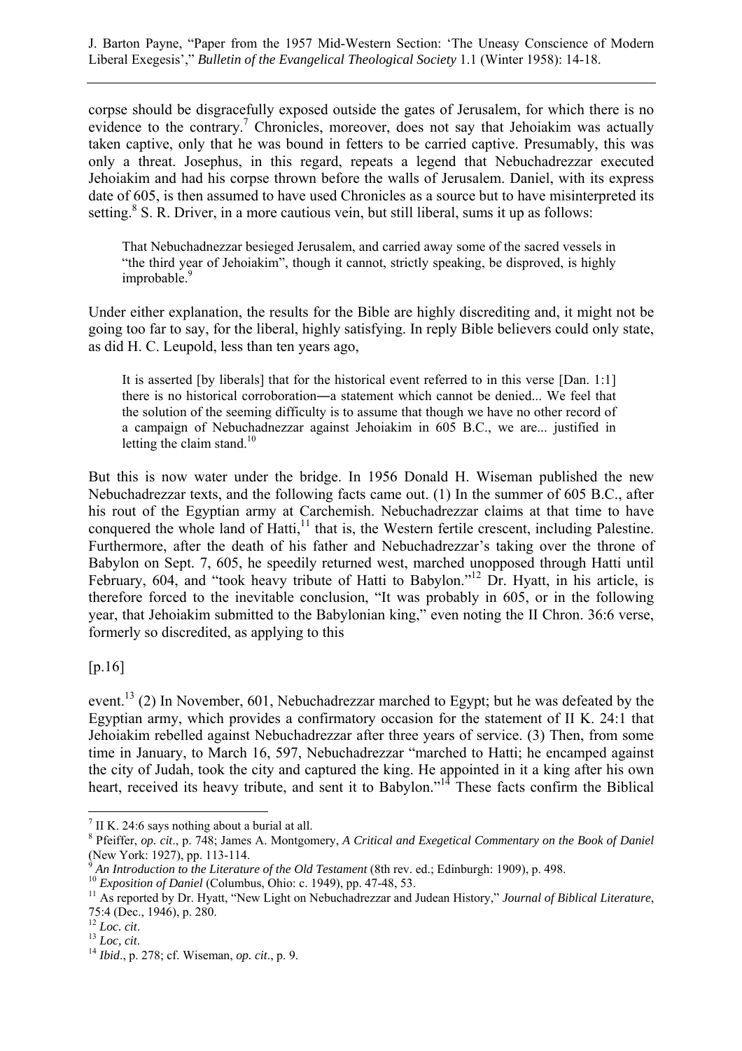corpse should be disgracefully exposed outside the gates of Jerusalem, for which there is no evidence to the contrary.[7] Chronicles, moreover, does not say that Jehoiakim was actually taken captive, only that he was bound in fetters to be carried captive. Presumably, this was only a threat. Josephus, in this regard, repeats a legend that Nebuchadrezzar executed Jehoiakim and had his corpse thrown before the walls of Jerusalem. Daniel, with its express date of 605, is then assumed to have used Chronicles as a source but to have misinterpreted its setting.[8] S. R. Driver, in a more cautious vein, but still liberal, sums it up as follows:

> That Nebuchadnezzar besieged Jerusalem, and carried away some of the sacred vessels in "the third year of Jehoiakim", though it cannot, strictly speaking, be disproved, is highly improbable.[9]

Under either explanation, the results for the Bible are highly discrediting and, it might not be going too far to say, for the liberal, highly satisfying. In reply Bible believers could only state, as did H. C. Leupold, less than ten years ago,

> It is asserted [by liberals] that for the historical event referred to in this verse [Dan. 1:1] there is no historical corroboration―a statement which cannot be denied... We feel that the solution of the seeming difficulty is to assume that though we have no other record of a campaign of Nebuchadnezzar against Jehoiakim in 605 B.C., we are... justified in letting the claim stand.[10]

But this is now water under the bridge. In 1956 Donald H. Wiseman published the new Nebuchadrezzar texts, and the following facts came out. (1) In the summer of 605 B.C., after his rout of the Egyptian army at Carchemish. Nebuchadrezzar claims at that time to have conquered the whole land of Hatti,[11] that is, the Western fertile crescent, including Palestine. Furthermore, after the death of his father and Nebuchadrezzar's taking over the throne of Babylon on Sept. 7, 605, he speedily returned west, marched unopposed through Hatti until February, 604, and "took heavy tribute of Hatti to Babylon."[12] Dr. Hyatt, in his article, is therefore forced to the inevitable conclusion, "It was probably in 605, or in the following year, that Jehoiakim submitted to the Babylonian king," even noting the II Chron. 36:6 verse, formerly so discredited, as applying to this

[p.16]

event.[13] (2) In November, 601, Nebuchadrezzar marched to Egypt; but he was defeated by the Egyptian army, which provides a confirmatory occasion for the statement of II K. 24:1 that Jehoiakim rebelled against Nebuchadrezzar after three years of service. (3) Then, from some time in January, to March 16, 597, Nebuchadrezzar "marched to Hatti; he encamped against the city of Judah, took the city and captured the king. He appointed in it a king after his own heart, received its heavy tribute, and sent it to Babylon."[14] These facts confirm the Biblical

---

[7] II K. 24:6 says nothing about a burial at all.

[8] Pfeiffer, *op. cit*., p. 748; James A. Montgomery, *A Critical and Exegetical Commentary on the Book of Daniel* (New York: 1927), pp. 113-114.

[9] *An Introduction to the Literature of the Old Testament* (8th rev. ed.; Edinburgh: 1909), p. 498.

[10] *Exposition of Daniel* (Columbus, Ohio: c. 1949), pp. 47-48, 53.

[11] As reported by Dr. Hyatt, "New Light on Nebuchadrezzar and Judean History," *Journal of Biblical Literature*, 75:4 (Dec., 1946), p. 280.

[12] *Loc. cit*.

[13] *Loc, cit*.

[14] *Ibid*., p. 278; cf. Wiseman, *op. cit*., p. 9.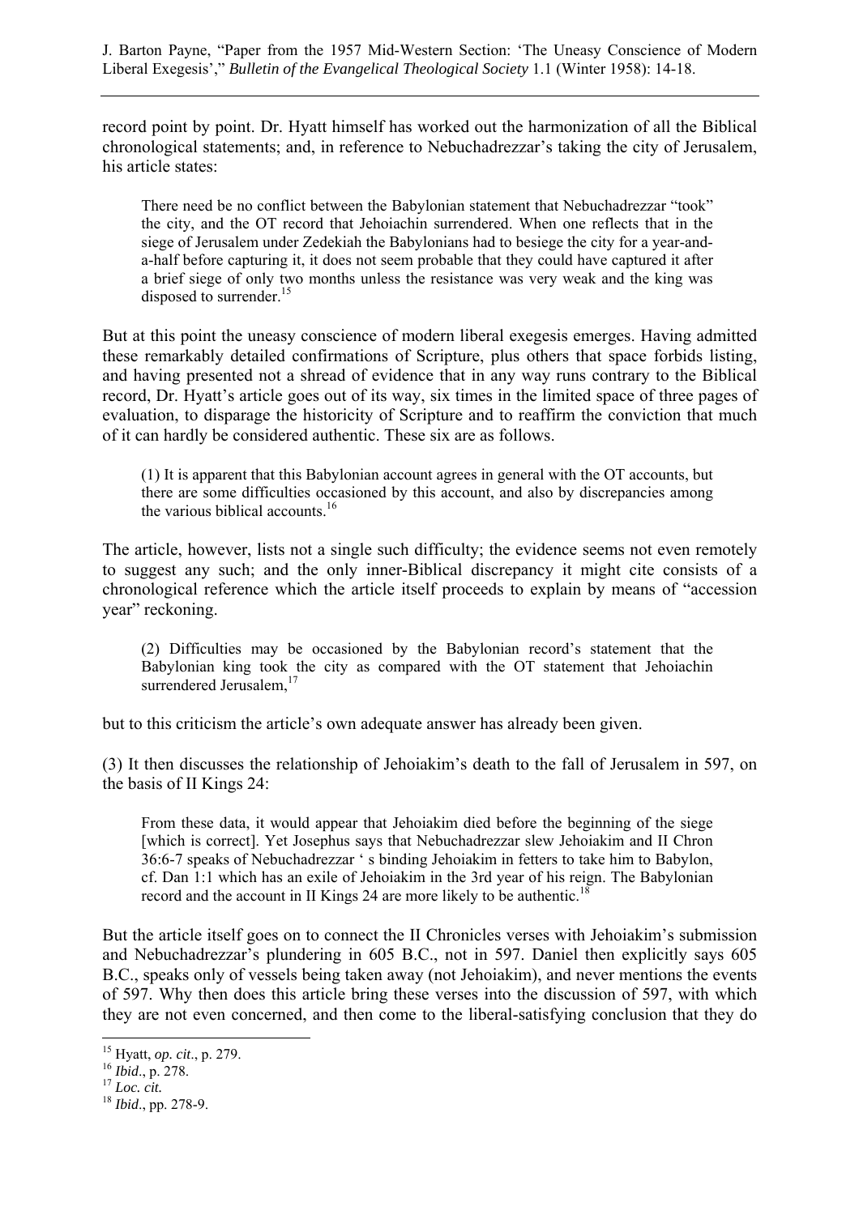record point by point. Dr. Hyatt himself has worked out the harmonization of all the Biblical chronological statements; and, in reference to Nebuchadrezzar's taking the city of Jerusalem, his article states:

> There need be no conflict between the Babylonian statement that Nebuchadrezzar "took" the city, and the OT record that Jehoiachin surrendered. When one reflects that in the siege of Jerusalem under Zedekiah the Babylonians had to besiege the city for a year-and-a-half before capturing it, it does not seem probable that they could have captured it after a brief siege of only two months unless the resistance was very weak and the king was disposed to surrender.[15]

But at this point the uneasy conscience of modern liberal exegesis emerges. Having admitted these remarkably detailed confirmations of Scripture, plus others that space forbids listing, and having presented not a shred of evidence that in any way runs contrary to the Biblical record, Dr. Hyatt's article goes out of its way, six times in the limited space of three pages of evaluation, to disparage the historicity of Scripture and to reaffirm the conviction that much of it can hardly be considered authentic. These six are as follows.

> (1) It is apparent that this Babylonian account agrees in general with the OT accounts, but there are some difficulties occasioned by this account, and also by discrepancies among the various biblical accounts.[16]

The article, however, lists not a single such difficulty; the evidence seems not even remotely to suggest any such; and the only inner-Biblical discrepancy it might cite consists of a chronological reference which the article itself proceeds to explain by means of "accession year" reckoning.

> (2) Difficulties may be occasioned by the Babylonian record's statement that the Babylonian king took the city as compared with the OT statement that Jehoiachin surrendered Jerusalem,[17]

but to this criticism the article's own adequate answer has already been given.

(3) It then discusses the relationship of Jehoiakim's death to the fall of Jerusalem in 597, on the basis of II Kings 24:

> From these data, it would appear that Jehoiakim died before the beginning of the siege [which is correct]. Yet Josephus says that Nebuchadrezzar slew Jehoiakim and II Chron 36:6-7 speaks of Nebuchadrezzar ' s binding Jehoiakim in fetters to take him to Babylon, cf. Dan 1:1 which has an exile of Jehoiakim in the 3rd year of his reign. The Babylonian record and the account in II Kings 24 are more likely to be authentic.[18]

But the article itself goes on to connect the II Chronicles verses with Jehoiakim's submission and Nebuchadrezzar's plundering in 605 B.C., not in 597. Daniel then explicitly says 605 B.C., speaks only of vessels being taken away (not Jehoiakim), and never mentions the events of 597. Why then does this article bring these verses into the discussion of 597, with which they are not even concerned, and then come to the liberal-satisfying conclusion that they do

---

[15] Hyatt, *op. cit*., p. 279.

[16] *Ibid*., p. 278.

[17] *Loc. cit.*

[18] *Ibid*., pp. 278-9.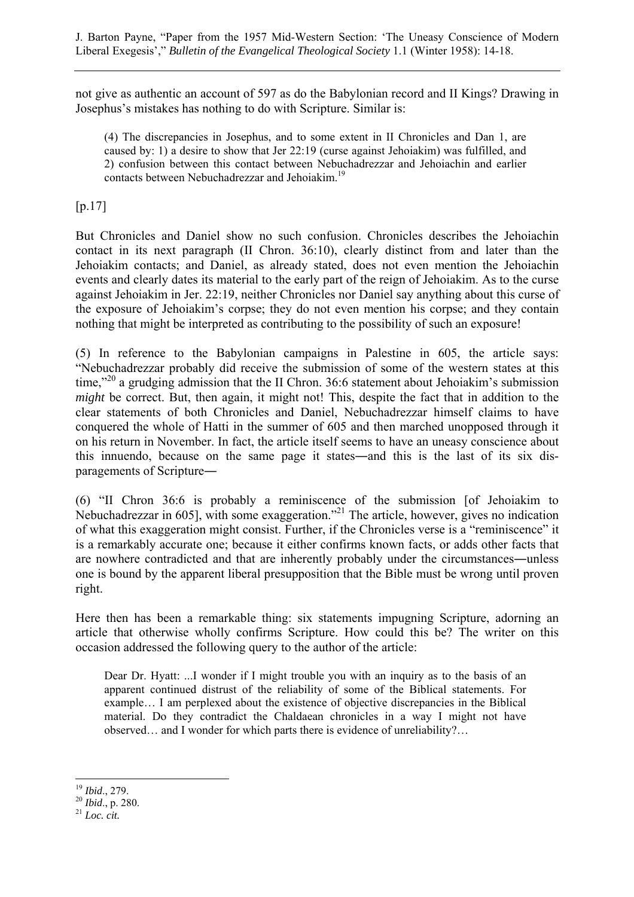not give as authentic an account of 597 as do the Babylonian record and II Kings? Drawing in Josephus's mistakes has nothing to do with Scripture. Similar is:

> (4) The discrepancies in Josephus, and to some extent in II Chronicles and Dan 1, are caused by: 1) a desire to show that Jer 22:19 (curse against Jehoiakim) was fulfilled, and 2) confusion between this contact between Nebuchadrezzar and Jehoiachin and earlier contacts between Nebuchadrezzar and Jehoiakim.[19]

[p.17]

But Chronicles and Daniel show no such confusion. Chronicles describes the Jehoiachin contact in its next paragraph (II Chron. 36:10), clearly distinct from and later than the Jehoiakim contacts; and Daniel, as already stated, does not even mention the Jehoiachin events and clearly dates its material to the early part of the reign of Jehoiakim. As to the curse against Jehoiakim in Jer. 22:19, neither Chronicles nor Daniel say anything about this curse of the exposure of Jehoiakim's corpse; they do not even mention his corpse; and they contain nothing that might be interpreted as contributing to the possibility of such an exposure!

(5) In reference to the Babylonian campaigns in Palestine in 605, the article says: "Nebuchadrezzar probably did receive the submission of some of the western states at this time,"[20] a grudging admission that the II Chron. 36:6 statement about Jehoiakim's submission *might* be correct. But, then again, it might not! This, despite the fact that in addition to the clear statements of both Chronicles and Daniel, Nebuchadrezzar himself claims to have conquered the whole of Hatti in the summer of 605 and then marched unopposed through it on his return in November. In fact, the article itself seems to have an uneasy conscience about this innuendo, because on the same page it states—and this is the last of its six disparagements of Scripture—

(6) "II Chron 36:6 is probably a reminiscence of the submission [of Jehoiakim to Nebuchadrezzar in 605], with some exaggeration."[21] The article, however, gives no indication of what this exaggeration might consist. Further, if the Chronicles verse is a "reminiscence" it is a remarkably accurate one; because it either confirms known facts, or adds other facts that are nowhere contradicted and that are inherently probably under the circumstances—unless one is bound by the apparent liberal presupposition that the Bible must be wrong until proven right.

Here then has been a remarkable thing: six statements impugning Scripture, adorning an article that otherwise wholly confirms Scripture. How could this be? The writer on this occasion addressed the following query to the author of the article:

> Dear Dr. Hyatt: ...I wonder if I might trouble you with an inquiry as to the basis of an apparent continued distrust of the reliability of some of the Biblical statements. For example… I am perplexed about the existence of objective discrepancies in the Biblical material. Do they contradict the Chaldaean chronicles in a way I might not have observed… and I wonder for which parts there is evidence of unreliability?…

---

[19] *Ibid*., 279.

[20] *Ibid*., p. 280.

[21] *Loc. cit.*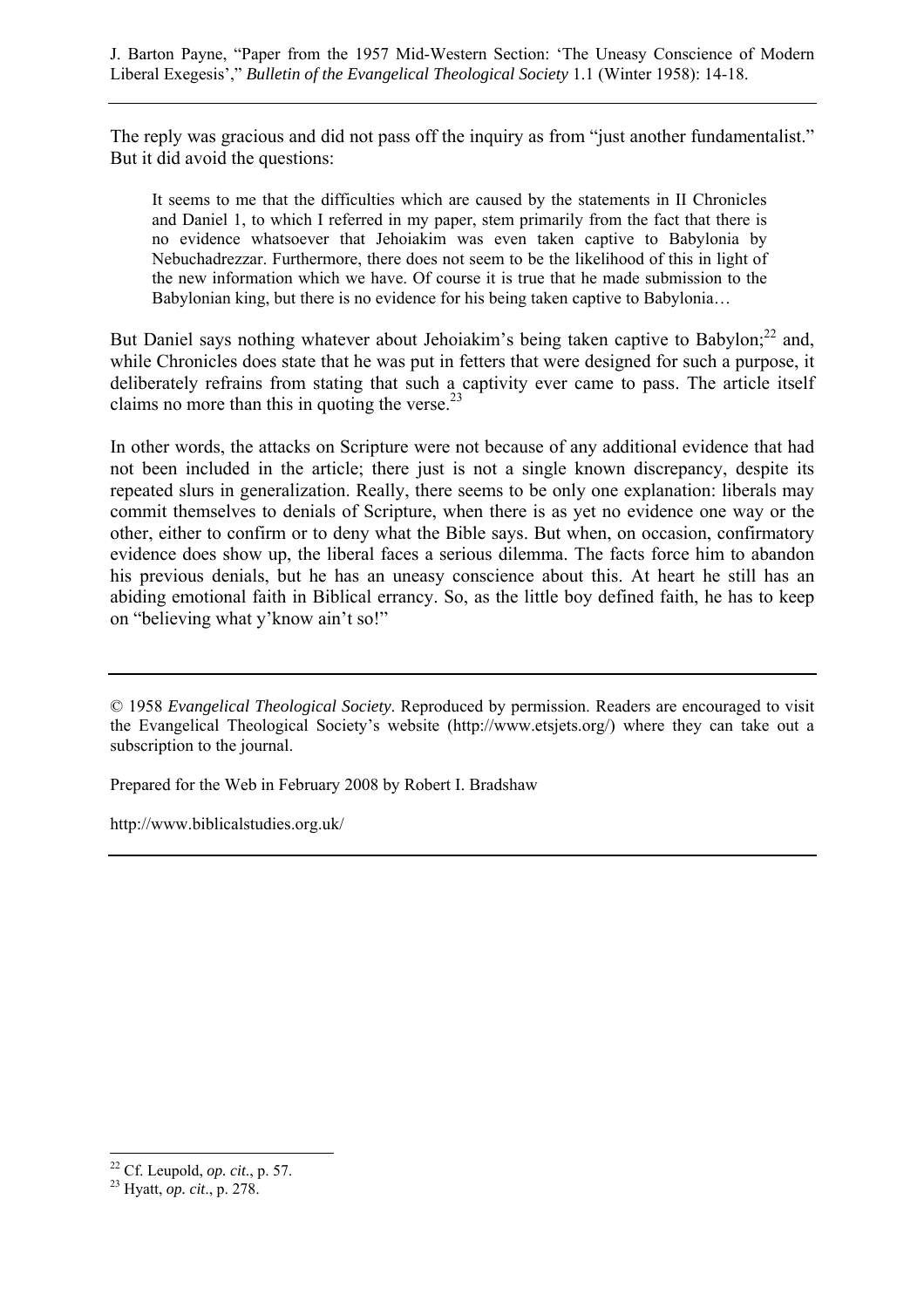The reply was gracious and did not pass off the inquiry as from "just another fundamentalist." But it did avoid the questions:

> It seems to me that the difficulties which are caused by the statements in II Chronicles and Daniel 1, to which I referred in my paper, stem primarily from the fact that there is no evidence whatsoever that Jehoiakim was even taken captive to Babylonia by Nebuchadrezzar. Furthermore, there does not seem to be the likelihood of this in light of the new information which we have. Of course it is true that he made submission to the Babylonian king, but there is no evidence for his being taken captive to Babylonia…

But Daniel says nothing whatever about Jehoiakim's being taken captive to Babylon;[22] and, while Chronicles does state that he was put in fetters that were designed for such a purpose, it deliberately refrains from stating that such a captivity ever came to pass. The article itself claims no more than this in quoting the verse.[23]

In other words, the attacks on Scripture were not because of any additional evidence that had not been included in the article; there just is not a single known discrepancy, despite its repeated slurs in generalization. Really, there seems to be only one explanation: liberals may commit themselves to denials of Scripture, when there is as yet no evidence one way or the other, either to confirm or to deny what the Bible says. But when, on occasion, confirmatory evidence does show up, the liberal faces a serious dilemma. The facts force him to abandon his previous denials, but he has an uneasy conscience about this. At heart he still has an abiding emotional faith in Biblical errancy. So, as the little boy defined faith, he has to keep on "believing what y'know ain't so!"

---

© 1958 *Evangelical Theological Society*. Reproduced by permission. Readers are encouraged to visit the Evangelical Theological Society's website (http://www.etsjets.org/) where they can take out a subscription to the journal.

Prepared for the Web in February 2008 by Robert I. Bradshaw

http://www.biblicalstudies.org.uk/

---

[22] Cf. Leupold, *op. cit*., p. 57.

[23] Hyatt, *op. cit*., p. 278.